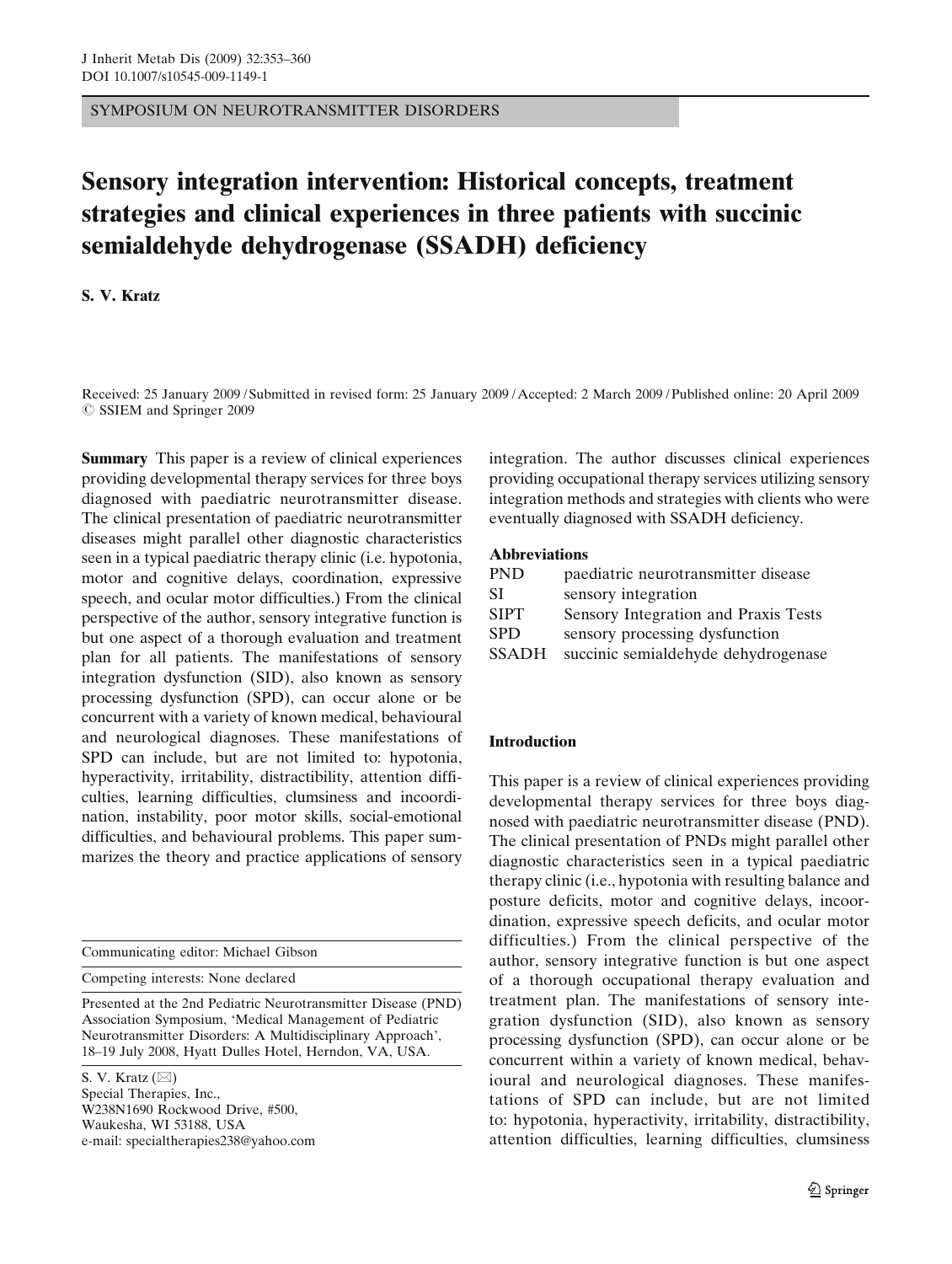SYMPOSIUM ON NEUROTRANSMITTER DISORDERS

# Sensory integration intervention: Historical concepts, treatment strategies and clinical experiences in three patients with succinic semialdehyde dehydrogenase (SSADH) deficiency

**S. V. Kratz**

Received: 25 January 2009 / Submitted in revised form: 25 January 2009 / Accepted: 2 March 2009 / Published online: 20 April 2009
© SSIEM and Springer 2009

**Summary** This paper is a review of clinical experiences providing developmental therapy services for three boys diagnosed with paediatric neurotransmitter disease. The clinical presentation of paediatric neurotransmitter diseases might parallel other diagnostic characteristics seen in a typical paediatric therapy clinic (i.e. hypotonia, motor and cognitive delays, coordination, expressive speech, and ocular motor difficulties.) From the clinical perspective of the author, sensory integrative function is but one aspect of a thorough evaluation and treatment plan for all patients. The manifestations of sensory integration dysfunction (SID), also known as sensory processing dysfunction (SPD), can occur alone or be concurrent with a variety of known medical, behavioural and neurological diagnoses. These manifestations of SPD can include, but are not limited to: hypotonia, hyperactivity, irritability, distractibility, attention difficulties, learning difficulties, clumsiness and incoordination, instability, poor motor skills, social-emotional difficulties, and behavioural problems. This paper summarizes the theory and practice applications of sensory integration. The author discusses clinical experiences providing occupational therapy services utilizing sensory integration methods and strategies with clients who were eventually diagnosed with SSADH deficiency.

Communicating editor: Michael Gibson

Competing interests: None declared

Presented at the 2nd Pediatric Neurotransmitter Disease (PND) Association Symposium, 'Medical Management of Pediatric Neurotransmitter Disorders: A Multidisciplinary Approach', 18–19 July 2008, Hyatt Dulles Hotel, Herndon, VA, USA.

S. V. Kratz (✉)
Special Therapies, Inc.,
W238N1690 Rockwood Drive, #500,
Waukesha, WI 53188, USA
e-mail: specialtherapies238@yahoo.com

**Abbreviations**

| | |
|---|---|
| PND | paediatric neurotransmitter disease |
| SI | sensory integration |
| SIPT | Sensory Integration and Praxis Tests |
| SPD | sensory processing dysfunction |
| SSADH | succinic semialdehyde dehydrogenase |

## Introduction

This paper is a review of clinical experiences providing developmental therapy services for three boys diagnosed with paediatric neurotransmitter disease (PND). The clinical presentation of PNDs might parallel other diagnostic characteristics seen in a typical paediatric therapy clinic (i.e., hypotonia with resulting balance and posture deficits, motor and cognitive delays, incoordination, expressive speech deficits, and ocular motor difficulties.) From the clinical perspective of the author, sensory integrative function is but one aspect of a thorough occupational therapy evaluation and treatment plan. The manifestations of sensory integration dysfunction (SID), also known as sensory processing dysfunction (SPD), can occur alone or be concurrent within a variety of known medical, behavioural and neurological diagnoses. These manifestations of SPD can include, but are not limited to: hypotonia, hyperactivity, irritability, distractibility, attention difficulties, learning difficulties, clumsiness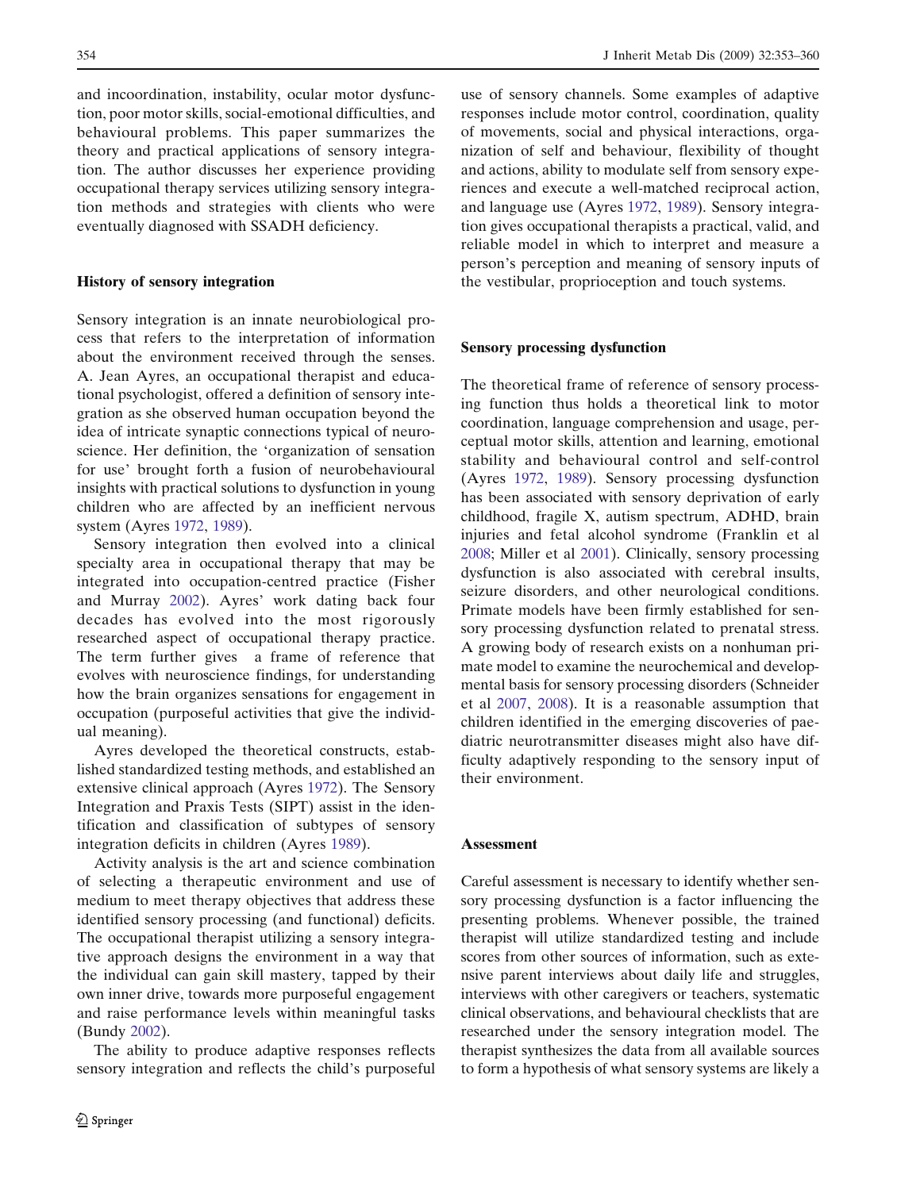and incoordination, instability, ocular motor dysfunction, poor motor skills, social-emotional difficulties, and behavioural problems. This paper summarizes the theory and practical applications of sensory integration. The author discusses her experience providing occupational therapy services utilizing sensory integration methods and strategies with clients who were eventually diagnosed with SSADH deficiency.

## History of sensory integration

Sensory integration is an innate neurobiological process that refers to the interpretation of information about the environment received through the senses. A. Jean Ayres, an occupational therapist and educational psychologist, offered a definition of sensory integration as she observed human occupation beyond the idea of intricate synaptic connections typical of neuroscience. Her definition, the 'organization of sensation for use' brought forth a fusion of neurobehavioural insights with practical solutions to dysfunction in young children who are affected by an inefficient nervous system (Ayres 1972, 1989).

Sensory integration then evolved into a clinical specialty area in occupational therapy that may be integrated into occupation-centred practice (Fisher and Murray 2002). Ayres' work dating back four decades has evolved into the most rigorously researched aspect of occupational therapy practice. The term further gives a frame of reference that evolves with neuroscience findings, for understanding how the brain organizes sensations for engagement in occupation (purposeful activities that give the individual meaning).

Ayres developed the theoretical constructs, established standardized testing methods, and established an extensive clinical approach (Ayres 1972). The Sensory Integration and Praxis Tests (SIPT) assist in the identification and classification of subtypes of sensory integration deficits in children (Ayres 1989).

Activity analysis is the art and science combination of selecting a therapeutic environment and use of medium to meet therapy objectives that address these identified sensory processing (and functional) deficits. The occupational therapist utilizing a sensory integrative approach designs the environment in a way that the individual can gain skill mastery, tapped by their own inner drive, towards more purposeful engagement and raise performance levels within meaningful tasks (Bundy 2002).

The ability to produce adaptive responses reflects sensory integration and reflects the child's purposeful use of sensory channels. Some examples of adaptive responses include motor control, coordination, quality of movements, social and physical interactions, organization of self and behaviour, flexibility of thought and actions, ability to modulate self from sensory experiences and execute a well-matched reciprocal action, and language use (Ayres 1972, 1989). Sensory integration gives occupational therapists a practical, valid, and reliable model in which to interpret and measure a person's perception and meaning of sensory inputs of the vestibular, proprioception and touch systems.

## Sensory processing dysfunction

The theoretical frame of reference of sensory processing function thus holds a theoretical link to motor coordination, language comprehension and usage, perceptual motor skills, attention and learning, emotional stability and behavioural control and self-control (Ayres 1972, 1989). Sensory processing dysfunction has been associated with sensory deprivation of early childhood, fragile X, autism spectrum, ADHD, brain injuries and fetal alcohol syndrome (Franklin et al 2008; Miller et al 2001). Clinically, sensory processing dysfunction is also associated with cerebral insults, seizure disorders, and other neurological conditions. Primate models have been firmly established for sensory processing dysfunction related to prenatal stress. A growing body of research exists on a nonhuman primate model to examine the neurochemical and developmental basis for sensory processing disorders (Schneider et al 2007, 2008). It is a reasonable assumption that children identified in the emerging discoveries of paediatric neurotransmitter diseases might also have difficulty adaptively responding to the sensory input of their environment.

## Assessment

Careful assessment is necessary to identify whether sensory processing dysfunction is a factor influencing the presenting problems. Whenever possible, the trained therapist will utilize standardized testing and include scores from other sources of information, such as extensive parent interviews about daily life and struggles, interviews with other caregivers or teachers, systematic clinical observations, and behavioural checklists that are researched under the sensory integration model. The therapist synthesizes the data from all available sources to form a hypothesis of what sensory systems are likely a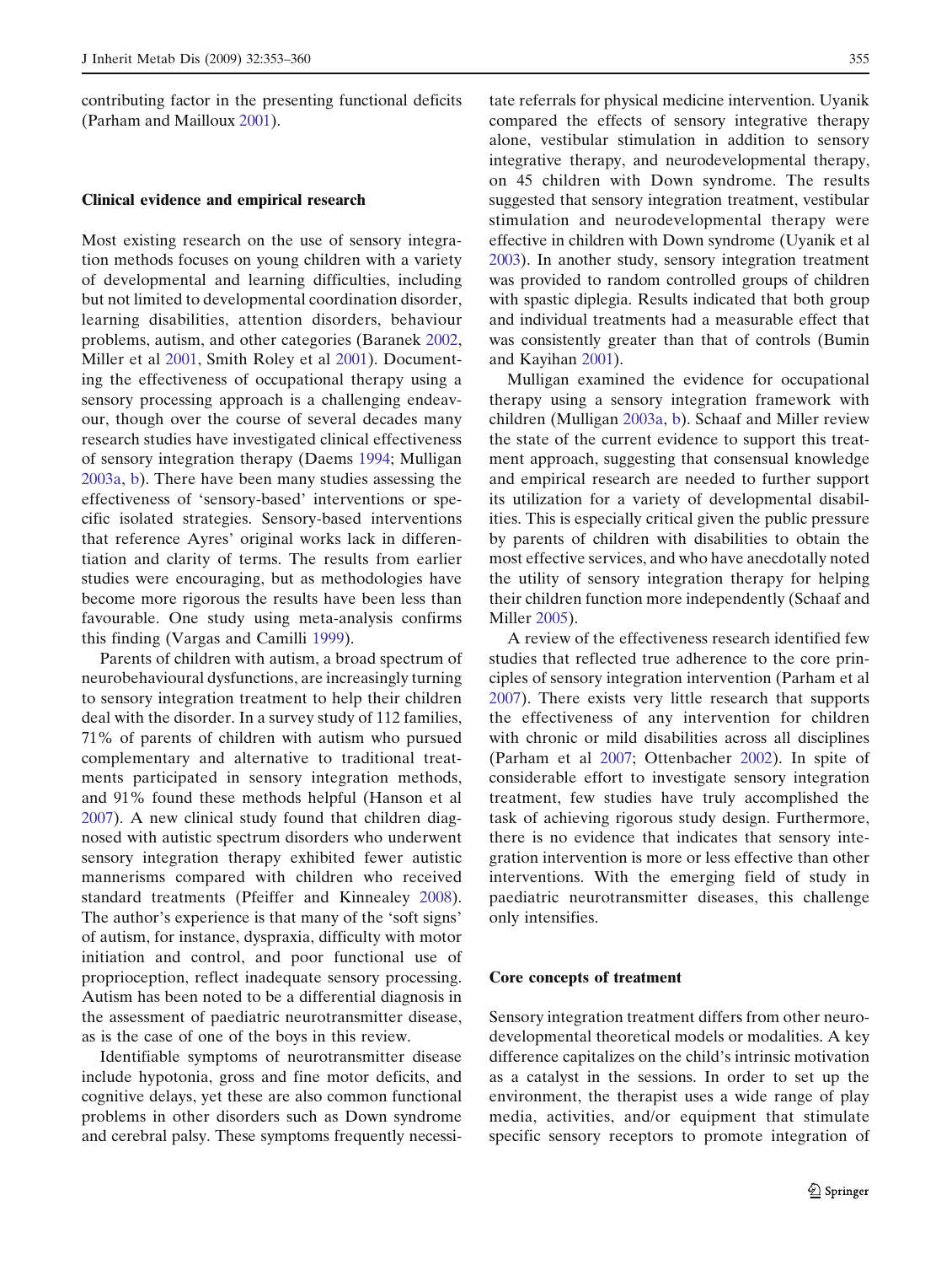contributing factor in the presenting functional deficits (Parham and Mailloux 2001).

## Clinical evidence and empirical research

Most existing research on the use of sensory integration methods focuses on young children with a variety of developmental and learning difficulties, including but not limited to developmental coordination disorder, learning disabilities, attention disorders, behaviour problems, autism, and other categories (Baranek 2002, Miller et al 2001, Smith Roley et al 2001). Documenting the effectiveness of occupational therapy using a sensory processing approach is a challenging endeavour, though over the course of several decades many research studies have investigated clinical effectiveness of sensory integration therapy (Daems 1994; Mulligan 2003a, b). There have been many studies assessing the effectiveness of 'sensory-based' interventions or specific isolated strategies. Sensory-based interventions that reference Ayres' original works lack in differentiation and clarity of terms. The results from earlier studies were encouraging, but as methodologies have become more rigorous the results have been less than favourable. One study using meta-analysis confirms this finding (Vargas and Camilli 1999).

Parents of children with autism, a broad spectrum of neurobehavioural dysfunctions, are increasingly turning to sensory integration treatment to help their children deal with the disorder. In a survey study of 112 families, 71% of parents of children with autism who pursued complementary and alternative to traditional treatments participated in sensory integration methods, and 91% found these methods helpful (Hanson et al 2007). A new clinical study found that children diagnosed with autistic spectrum disorders who underwent sensory integration therapy exhibited fewer autistic mannerisms compared with children who received standard treatments (Pfeiffer and Kinnealey 2008). The author's experience is that many of the 'soft signs' of autism, for instance, dyspraxia, difficulty with motor initiation and control, and poor functional use of proprioception, reflect inadequate sensory processing. Autism has been noted to be a differential diagnosis in the assessment of paediatric neurotransmitter disease, as is the case of one of the boys in this review.

Identifiable symptoms of neurotransmitter disease include hypotonia, gross and fine motor deficits, and cognitive delays, yet these are also common functional problems in other disorders such as Down syndrome and cerebral palsy. These symptoms frequently necessitate referrals for physical medicine intervention. Uyanik compared the effects of sensory integrative therapy alone, vestibular stimulation in addition to sensory integrative therapy, and neurodevelopmental therapy, on 45 children with Down syndrome. The results suggested that sensory integration treatment, vestibular stimulation and neurodevelopmental therapy were effective in children with Down syndrome (Uyanik et al 2003). In another study, sensory integration treatment was provided to random controlled groups of children with spastic diplegia. Results indicated that both group and individual treatments had a measurable effect that was consistently greater than that of controls (Bumin and Kayihan 2001).

Mulligan examined the evidence for occupational therapy using a sensory integration framework with children (Mulligan 2003a, b). Schaaf and Miller review the state of the current evidence to support this treatment approach, suggesting that consensual knowledge and empirical research are needed to further support its utilization for a variety of developmental disabilities. This is especially critical given the public pressure by parents of children with disabilities to obtain the most effective services, and who have anecdotally noted the utility of sensory integration therapy for helping their children function more independently (Schaaf and Miller 2005).

A review of the effectiveness research identified few studies that reflected true adherence to the core principles of sensory integration intervention (Parham et al 2007). There exists very little research that supports the effectiveness of any intervention for children with chronic or mild disabilities across all disciplines (Parham et al 2007; Ottenbacher 2002). In spite of considerable effort to investigate sensory integration treatment, few studies have truly accomplished the task of achieving rigorous study design. Furthermore, there is no evidence that indicates that sensory integration intervention is more or less effective than other interventions. With the emerging field of study in paediatric neurotransmitter diseases, this challenge only intensifies.

## Core concepts of treatment

Sensory integration treatment differs from other neurodevelopmental theoretical models or modalities. A key difference capitalizes on the child's intrinsic motivation as a catalyst in the sessions. In order to set up the environment, the therapist uses a wide range of play media, activities, and/or equipment that stimulate specific sensory receptors to promote integration of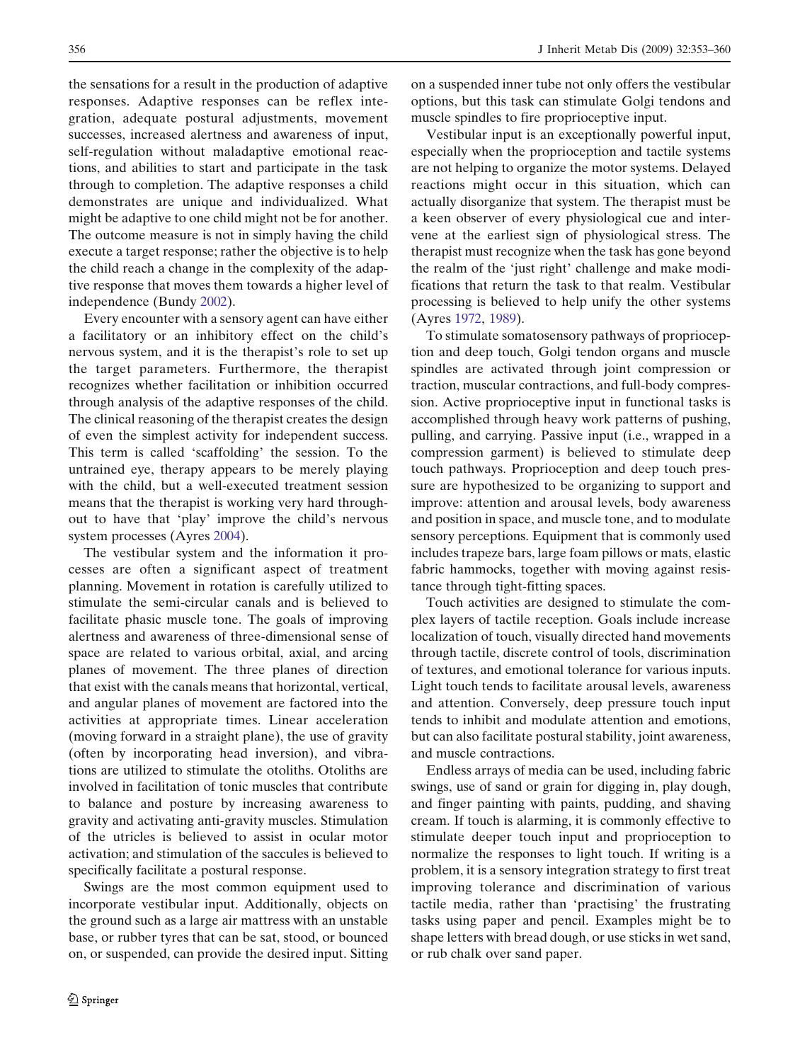the sensations for a result in the production of adaptive responses. Adaptive responses can be reflex integration, adequate postural adjustments, movement successes, increased alertness and awareness of input, self-regulation without maladaptive emotional reactions, and abilities to start and participate in the task through to completion. The adaptive responses a child demonstrates are unique and individualized. What might be adaptive to one child might not be for another. The outcome measure is not in simply having the child execute a target response; rather the objective is to help the child reach a change in the complexity of the adaptive response that moves them towards a higher level of independence (Bundy 2002).

Every encounter with a sensory agent can have either a facilitatory or an inhibitory effect on the child's nervous system, and it is the therapist's role to set up the target parameters. Furthermore, the therapist recognizes whether facilitation or inhibition occurred through analysis of the adaptive responses of the child. The clinical reasoning of the therapist creates the design of even the simplest activity for independent success. This term is called 'scaffolding' the session. To the untrained eye, therapy appears to be merely playing with the child, but a well-executed treatment session means that the therapist is working very hard throughout to have that 'play' improve the child's nervous system processes (Ayres 2004).

The vestibular system and the information it processes are often a significant aspect of treatment planning. Movement in rotation is carefully utilized to stimulate the semi-circular canals and is believed to facilitate phasic muscle tone. The goals of improving alertness and awareness of three-dimensional sense of space are related to various orbital, axial, and arcing planes of movement. The three planes of direction that exist with the canals means that horizontal, vertical, and angular planes of movement are factored into the activities at appropriate times. Linear acceleration (moving forward in a straight plane), the use of gravity (often by incorporating head inversion), and vibrations are utilized to stimulate the otoliths. Otoliths are involved in facilitation of tonic muscles that contribute to balance and posture by increasing awareness to gravity and activating anti-gravity muscles. Stimulation of the utricles is believed to assist in ocular motor activation; and stimulation of the saccules is believed to specifically facilitate a postural response.

Swings are the most common equipment used to incorporate vestibular input. Additionally, objects on the ground such as a large air mattress with an unstable base, or rubber tyres that can be sat, stood, or bounced on, or suspended, can provide the desired input. Sitting on a suspended inner tube not only offers the vestibular options, but this task can stimulate Golgi tendons and muscle spindles to fire proprioceptive input.

Vestibular input is an exceptionally powerful input, especially when the proprioception and tactile systems are not helping to organize the motor systems. Delayed reactions might occur in this situation, which can actually disorganize that system. The therapist must be a keen observer of every physiological cue and intervene at the earliest sign of physiological stress. The therapist must recognize when the task has gone beyond the realm of the 'just right' challenge and make modifications that return the task to that realm. Vestibular processing is believed to help unify the other systems (Ayres 1972, 1989).

To stimulate somatosensory pathways of proprioception and deep touch, Golgi tendon organs and muscle spindles are activated through joint compression or traction, muscular contractions, and full-body compression. Active proprioceptive input in functional tasks is accomplished through heavy work patterns of pushing, pulling, and carrying. Passive input (i.e., wrapped in a compression garment) is believed to stimulate deep touch pathways. Proprioception and deep touch pressure are hypothesized to be organizing to support and improve: attention and arousal levels, body awareness and position in space, and muscle tone, and to modulate sensory perceptions. Equipment that is commonly used includes trapeze bars, large foam pillows or mats, elastic fabric hammocks, together with moving against resistance through tight-fitting spaces.

Touch activities are designed to stimulate the complex layers of tactile reception. Goals include increase localization of touch, visually directed hand movements through tactile, discrete control of tools, discrimination of textures, and emotional tolerance for various inputs. Light touch tends to facilitate arousal levels, awareness and attention. Conversely, deep pressure touch input tends to inhibit and modulate attention and emotions, but can also facilitate postural stability, joint awareness, and muscle contractions.

Endless arrays of media can be used, including fabric swings, use of sand or grain for digging in, play dough, and finger painting with paints, pudding, and shaving cream. If touch is alarming, it is commonly effective to stimulate deeper touch input and proprioception to normalize the responses to light touch. If writing is a problem, it is a sensory integration strategy to first treat improving tolerance and discrimination of various tactile media, rather than 'practising' the frustrating tasks using paper and pencil. Examples might be to shape letters with bread dough, or use sticks in wet sand, or rub chalk over sand paper.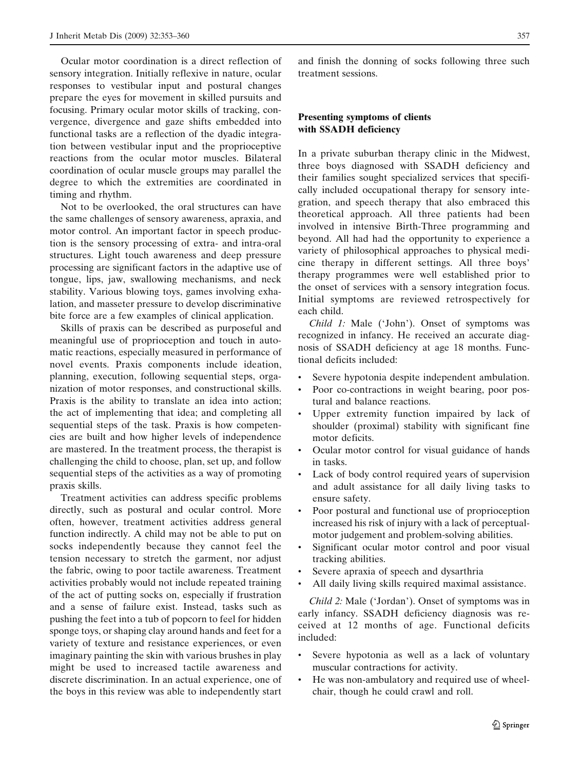Ocular motor coordination is a direct reflection of sensory integration. Initially reflexive in nature, ocular responses to vestibular input and postural changes prepare the eyes for movement in skilled pursuits and focusing. Primary ocular motor skills of tracking, convergence, divergence and gaze shifts embedded into functional tasks are a reflection of the dyadic integration between vestibular input and the proprioceptive reactions from the ocular motor muscles. Bilateral coordination of ocular muscle groups may parallel the degree to which the extremities are coordinated in timing and rhythm.

Not to be overlooked, the oral structures can have the same challenges of sensory awareness, apraxia, and motor control. An important factor in speech production is the sensory processing of extra- and intra-oral structures. Light touch awareness and deep pressure processing are significant factors in the adaptive use of tongue, lips, jaw, swallowing mechanisms, and neck stability. Various blowing toys, games involving exhalation, and masseter pressure to develop discriminative bite force are a few examples of clinical application.

Skills of praxis can be described as purposeful and meaningful use of proprioception and touch in automatic reactions, especially measured in performance of novel events. Praxis components include ideation, planning, execution, following sequential steps, organization of motor responses, and constructional skills. Praxis is the ability to translate an idea into action; the act of implementing that idea; and completing all sequential steps of the task. Praxis is how competencies are built and how higher levels of independence are mastered. In the treatment process, the therapist is challenging the child to choose, plan, set up, and follow sequential steps of the activities as a way of promoting praxis skills.

Treatment activities can address specific problems directly, such as postural and ocular control. More often, however, treatment activities address general function indirectly. A child may not be able to put on socks independently because they cannot feel the tension necessary to stretch the garment, nor adjust the fabric, owing to poor tactile awareness. Treatment activities probably would not include repeated training of the act of putting socks on, especially if frustration and a sense of failure exist. Instead, tasks such as pushing the feet into a tub of popcorn to feel for hidden sponge toys, or shaping clay around hands and feet for a variety of texture and resistance experiences, or even imaginary painting the skin with various brushes in play might be used to increased tactile awareness and discrete discrimination. In an actual experience, one of the boys in this review was able to independently start and finish the donning of socks following three such treatment sessions.

## Presenting symptoms of clients with SSADH deficiency

In a private suburban therapy clinic in the Midwest, three boys diagnosed with SSADH deficiency and their families sought specialized services that specifically included occupational therapy for sensory integration, and speech therapy that also embraced this theoretical approach. All three patients had been involved in intensive Birth-Three programming and beyond. All had had the opportunity to experience a variety of philosophical approaches to physical medicine therapy in different settings. All three boys' therapy programmes were well established prior to the onset of services with a sensory integration focus. Initial symptoms are reviewed retrospectively for each child.

*Child 1:* Male ('John'). Onset of symptoms was recognized in infancy. He received an accurate diagnosis of SSADH deficiency at age 18 months. Functional deficits included:

- Severe hypotonia despite independent ambulation.
- Poor co-contractions in weight bearing, poor postural and balance reactions.
- Upper extremity function impaired by lack of shoulder (proximal) stability with significant fine motor deficits.
- Ocular motor control for visual guidance of hands in tasks.
- Lack of body control required years of supervision and adult assistance for all daily living tasks to ensure safety.
- Poor postural and functional use of proprioception increased his risk of injury with a lack of perceptual-motor judgement and problem-solving abilities.
- Significant ocular motor control and poor visual tracking abilities.
- Severe apraxia of speech and dysarthria
- All daily living skills required maximal assistance.

*Child 2:* Male ('Jordan'). Onset of symptoms was in early infancy. SSADH deficiency diagnosis was received at 12 months of age. Functional deficits included:

- Severe hypotonia as well as a lack of voluntary muscular contractions for activity.
- He was non-ambulatory and required use of wheelchair, though he could crawl and roll.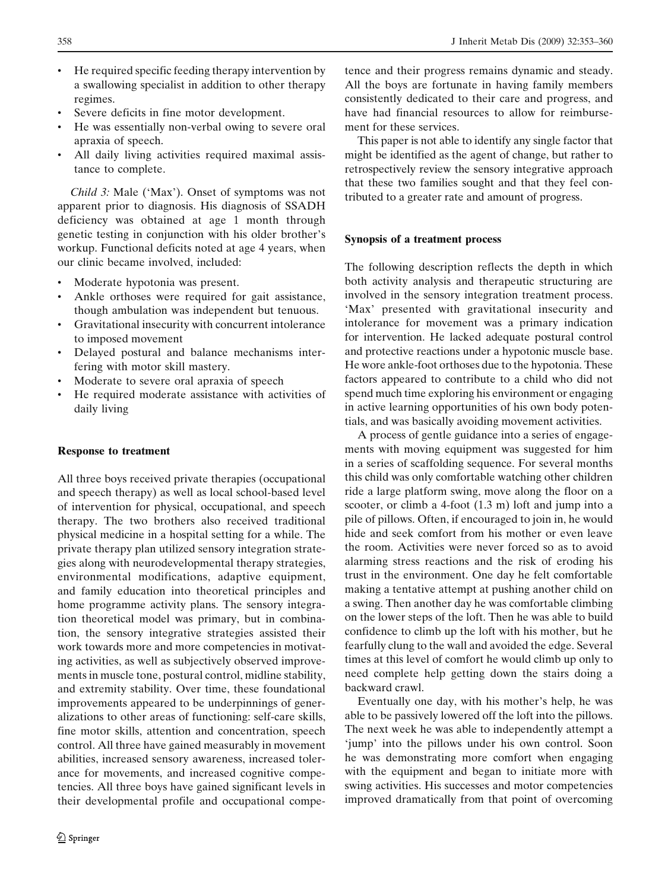- He required specific feeding therapy intervention by a swallowing specialist in addition to other therapy regimes.
- Severe deficits in fine motor development.
- He was essentially non-verbal owing to severe oral apraxia of speech.
- All daily living activities required maximal assistance to complete.

*Child 3:* Male ('Max'). Onset of symptoms was not apparent prior to diagnosis. His diagnosis of SSADH deficiency was obtained at age 1 month through genetic testing in conjunction with his older brother's workup. Functional deficits noted at age 4 years, when our clinic became involved, included:

- Moderate hypotonia was present.
- Ankle orthoses were required for gait assistance, though ambulation was independent but tenuous.
- Gravitational insecurity with concurrent intolerance to imposed movement
- Delayed postural and balance mechanisms interfering with motor skill mastery.
- Moderate to severe oral apraxia of speech
- He required moderate assistance with activities of daily living

**Response to treatment**

All three boys received private therapies (occupational and speech therapy) as well as local school-based level of intervention for physical, occupational, and speech therapy. The two brothers also received traditional physical medicine in a hospital setting for a while. The private therapy plan utilized sensory integration strategies along with neurodevelopmental therapy strategies, environmental modifications, adaptive equipment, and family education into theoretical principles and home programme activity plans. The sensory integration theoretical model was primary, but in combination, the sensory integrative strategies assisted their work towards more and more competencies in motivating activities, as well as subjectively observed improvements in muscle tone, postural control, midline stability, and extremity stability. Over time, these foundational improvements appeared to be underpinnings of generalizations to other areas of functioning: self-care skills, fine motor skills, attention and concentration, speech control. All three have gained measurably in movement abilities, increased sensory awareness, increased tolerance for movements, and increased cognitive competencies. All three boys have gained significant levels in their developmental profile and occupational competence and their progress remains dynamic and steady. All the boys are fortunate in having family members consistently dedicated to their care and progress, and have had financial resources to allow for reimbursement for these services.

This paper is not able to identify any single factor that might be identified as the agent of change, but rather to retrospectively review the sensory integrative approach that these two families sought and that they feel contributed to a greater rate and amount of progress.

**Synopsis of a treatment process**

The following description reflects the depth in which both activity analysis and therapeutic structuring are involved in the sensory integration treatment process. 'Max' presented with gravitational insecurity and intolerance for movement was a primary indication for intervention. He lacked adequate postural control and protective reactions under a hypotonic muscle base. He wore ankle-foot orthoses due to the hypotonia. These factors appeared to contribute to a child who did not spend much time exploring his environment or engaging in active learning opportunities of his own body potentials, and was basically avoiding movement activities.

A process of gentle guidance into a series of engagements with moving equipment was suggested for him in a series of scaffolding sequence. For several months this child was only comfortable watching other children ride a large platform swing, move along the floor on a scooter, or climb a 4-foot (1.3 m) loft and jump into a pile of pillows. Often, if encouraged to join in, he would hide and seek comfort from his mother or even leave the room. Activities were never forced so as to avoid alarming stress reactions and the risk of eroding his trust in the environment. One day he felt comfortable making a tentative attempt at pushing another child on a swing. Then another day he was comfortable climbing on the lower steps of the loft. Then he was able to build confidence to climb up the loft with his mother, but he fearfully clung to the wall and avoided the edge. Several times at this level of comfort he would climb up only to need complete help getting down the stairs doing a backward crawl.

Eventually one day, with his mother's help, he was able to be passively lowered off the loft into the pillows. The next week he was able to independently attempt a 'jump' into the pillows under his own control. Soon he was demonstrating more comfort when engaging with the equipment and began to initiate more with swing activities. His successes and motor competencies improved dramatically from that point of overcoming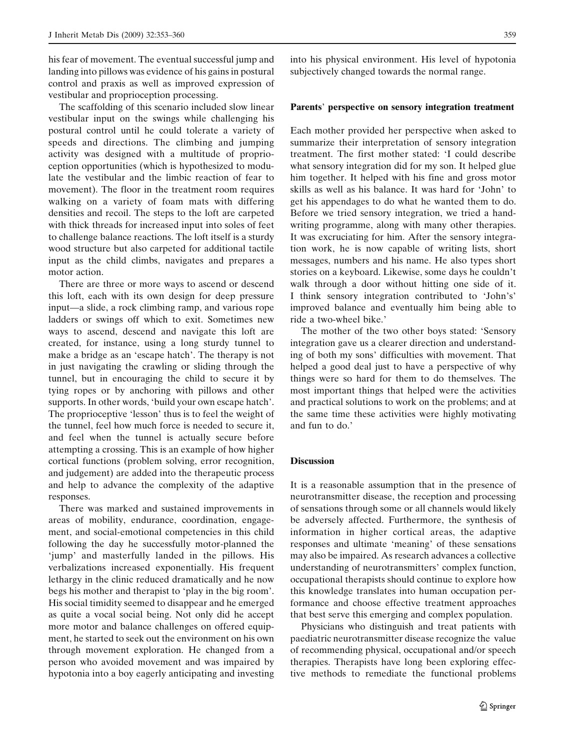his fear of movement. The eventual successful jump and landing into pillows was evidence of his gains in postural control and praxis as well as improved expression of vestibular and proprioception processing.

The scaffolding of this scenario included slow linear vestibular input on the swings while challenging his postural control until he could tolerate a variety of speeds and directions. The climbing and jumping activity was designed with a multitude of proprioception opportunities (which is hypothesized to modulate the vestibular and the limbic reaction of fear to movement). The floor in the treatment room requires walking on a variety of foam mats with differing densities and recoil. The steps to the loft are carpeted with thick threads for increased input into soles of feet to challenge balance reactions. The loft itself is a sturdy wood structure but also carpeted for additional tactile input as the child climbs, navigates and prepares a motor action.

There are three or more ways to ascend or descend this loft, each with its own design for deep pressure input—a slide, a rock climbing ramp, and various rope ladders or swings off which to exit. Sometimes new ways to ascend, descend and navigate this loft are created, for instance, using a long sturdy tunnel to make a bridge as an 'escape hatch'. The therapy is not in just navigating the crawling or sliding through the tunnel, but in encouraging the child to secure it by tying ropes or by anchoring with pillows and other supports. In other words, 'build your own escape hatch'. The proprioceptive 'lesson' thus is to feel the weight of the tunnel, feel how much force is needed to secure it, and feel when the tunnel is actually secure before attempting a crossing. This is an example of how higher cortical functions (problem solving, error recognition, and judgement) are added into the therapeutic process and help to advance the complexity of the adaptive responses.

There was marked and sustained improvements in areas of mobility, endurance, coordination, engagement, and social-emotional competencies in this child following the day he successfully motor-planned the 'jump' and masterfully landed in the pillows. His verbalizations increased exponentially. His frequent lethargy in the clinic reduced dramatically and he now begs his mother and therapist to 'play in the big room'. His social timidity seemed to disappear and he emerged as quite a vocal social being. Not only did he accept more motor and balance challenges on offered equipment, he started to seek out the environment on his own through movement exploration. He changed from a person who avoided movement and was impaired by hypotonia into a boy eagerly anticipating and investing into his physical environment. His level of hypotonia subjectively changed towards the normal range.

## Parents' perspective on sensory integration treatment

Each mother provided her perspective when asked to summarize their interpretation of sensory integration treatment. The first mother stated: 'I could describe what sensory integration did for my son. It helped glue him together. It helped with his fine and gross motor skills as well as his balance. It was hard for 'John' to get his appendages to do what he wanted them to do. Before we tried sensory integration, we tried a handwriting programme, along with many other therapies. It was excruciating for him. After the sensory integration work, he is now capable of writing lists, short messages, numbers and his name. He also types short stories on a keyboard. Likewise, some days he couldn't walk through a door without hitting one side of it. I think sensory integration contributed to 'John's' improved balance and eventually him being able to ride a two-wheel bike.'

The mother of the two other boys stated: 'Sensory integration gave us a clearer direction and understanding of both my sons' difficulties with movement. That helped a good deal just to have a perspective of why things were so hard for them to do themselves. The most important things that helped were the activities and practical solutions to work on the problems; and at the same time these activities were highly motivating and fun to do.'

## Discussion

It is a reasonable assumption that in the presence of neurotransmitter disease, the reception and processing of sensations through some or all channels would likely be adversely affected. Furthermore, the synthesis of information in higher cortical areas, the adaptive responses and ultimate 'meaning' of these sensations may also be impaired. As research advances a collective understanding of neurotransmitters' complex function, occupational therapists should continue to explore how this knowledge translates into human occupation performance and choose effective treatment approaches that best serve this emerging and complex population.

Physicians who distinguish and treat patients with paediatric neurotransmitter disease recognize the value of recommending physical, occupational and/or speech therapies. Therapists have long been exploring effective methods to remediate the functional problems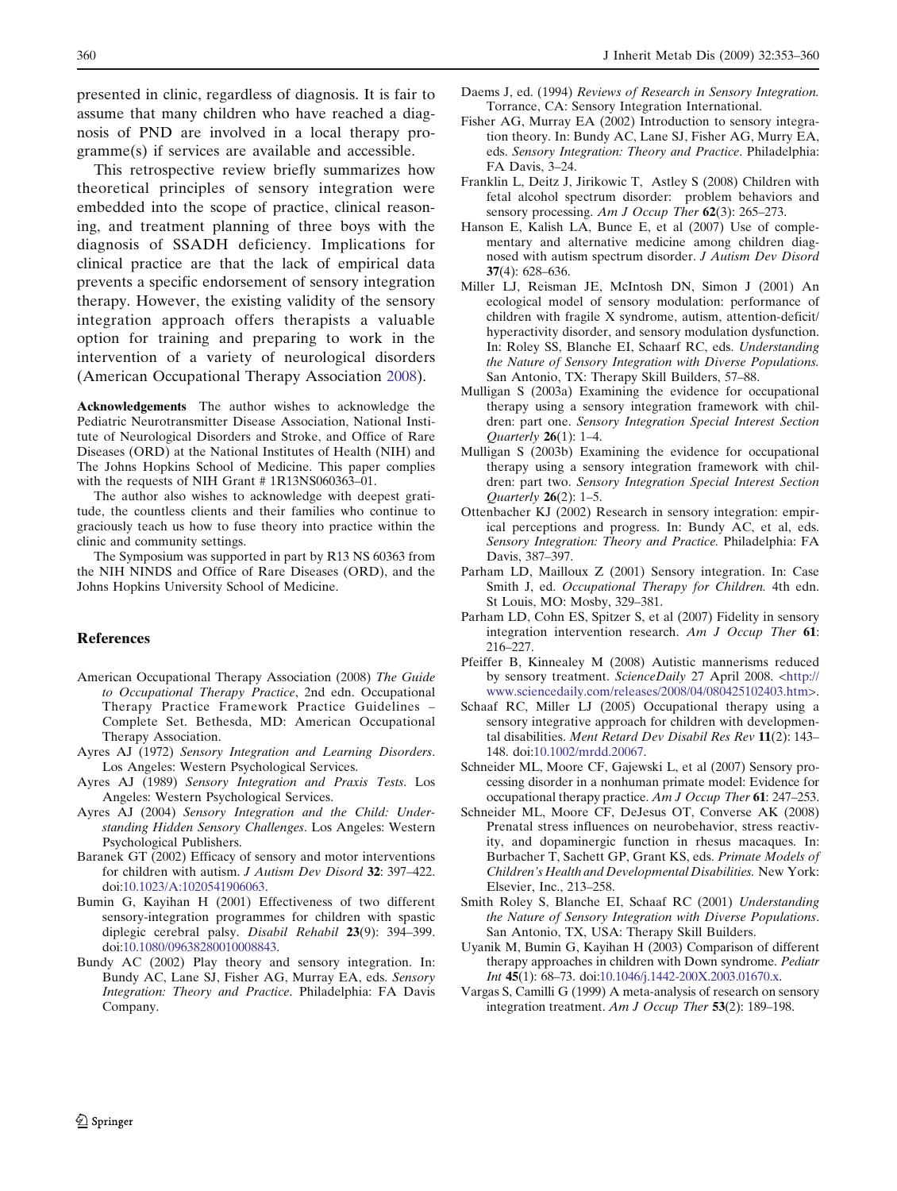presented in clinic, regardless of diagnosis. It is fair to assume that many children who have reached a diagnosis of PND are involved in a local therapy programme(s) if services are available and accessible.

This retrospective review briefly summarizes how theoretical principles of sensory integration were embedded into the scope of practice, clinical reasoning, and treatment planning of three boys with the diagnosis of SSADH deficiency. Implications for clinical practice are that the lack of empirical data prevents a specific endorsement of sensory integration therapy. However, the existing validity of the sensory integration approach offers therapists a valuable option for training and preparing to work in the intervention of a variety of neurological disorders (American Occupational Therapy Association 2008).

**Acknowledgements** The author wishes to acknowledge the Pediatric Neurotransmitter Disease Association, National Institute of Neurological Disorders and Stroke, and Office of Rare Diseases (ORD) at the National Institutes of Health (NIH) and The Johns Hopkins School of Medicine. This paper complies with the requests of NIH Grant # 1R13NS060363–01.

The author also wishes to acknowledge with deepest gratitude, the countless clients and their families who continue to graciously teach us how to fuse theory into practice within the clinic and community settings.

The Symposium was supported in part by R13 NS 60363 from the NIH NINDS and Office of Rare Diseases (ORD), and the Johns Hopkins University School of Medicine.

## References

American Occupational Therapy Association (2008) *The Guide to Occupational Therapy Practice*, 2nd edn. Occupational Therapy Practice Framework Practice Guidelines – Complete Set. Bethesda, MD: American Occupational Therapy Association.

Ayres AJ (1972) *Sensory Integration and Learning Disorders*. Los Angeles: Western Psychological Services.

Ayres AJ (1989) *Sensory Integration and Praxis Tests*. Los Angeles: Western Psychological Services.

Ayres AJ (2004) *Sensory Integration and the Child: Understanding Hidden Sensory Challenges*. Los Angeles: Western Psychological Publishers.

Baranek GT (2002) Efficacy of sensory and motor interventions for children with autism. *J Autism Dev Disord* **32**: 397–422. doi:10.1023/A:1020541906063.

Bumin G, Kayihan H (2001) Effectiveness of two different sensory-integration programmes for children with spastic diplegic cerebral palsy. *Disabil Rehabil* **23**(9): 394–399. doi:10.1080/09638280010008843.

Bundy AC (2002) Play theory and sensory integration. In: Bundy AC, Lane SJ, Fisher AG, Murray EA, eds. *Sensory Integration: Theory and Practice*. Philadelphia: FA Davis Company.

Daems J, ed. (1994) *Reviews of Research in Sensory Integration*. Torrance, CA: Sensory Integration International.

Fisher AG, Murray EA (2002) Introduction to sensory integration theory. In: Bundy AC, Lane SJ, Fisher AG, Murry EA, eds. *Sensory Integration: Theory and Practice*. Philadelphia: FA Davis, 3–24.

Franklin L, Deitz J, Jirikowic T, Astley S (2008) Children with fetal alcohol spectrum disorder: problem behaviors and sensory processing. *Am J Occup Ther* **62**(3): 265–273.

Hanson E, Kalish LA, Bunce E, et al (2007) Use of complementary and alternative medicine among children diagnosed with autism spectrum disorder. *J Autism Dev Disord* **37**(4): 628–636.

Miller LJ, Reisman JE, McIntosh DN, Simon J (2001) An ecological model of sensory modulation: performance of children with fragile X syndrome, autism, attention-deficit/hyperactivity disorder, and sensory modulation dysfunction. In: Roley SS, Blanche EI, Schaarf RC, eds. *Understanding the Nature of Sensory Integration with Diverse Populations.* San Antonio, TX: Therapy Skill Builders, 57–88.

Mulligan S (2003a) Examining the evidence for occupational therapy using a sensory integration framework with children: part one. *Sensory Integration Special Interest Section Quarterly* **26**(1): 1–4.

Mulligan S (2003b) Examining the evidence for occupational therapy using a sensory integration framework with children: part two. *Sensory Integration Special Interest Section Quarterly* **26**(2): 1–5.

Ottenbacher KJ (2002) Research in sensory integration: empirical perceptions and progress. In: Bundy AC, et al, eds. *Sensory Integration: Theory and Practice.* Philadelphia: FA Davis, 387–397.

Parham LD, Mailloux Z (2001) Sensory integration. In: Case Smith J, ed. *Occupational Therapy for Children.* 4th edn. St Louis, MO: Mosby, 329–381.

Parham LD, Cohn ES, Spitzer S, et al (2007) Fidelity in sensory integration intervention research. *Am J Occup Ther* **61**: 216–227.

Pfeiffer B, Kinnealey M (2008) Autistic mannerisms reduced by sensory treatment. *ScienceDaily* 27 April 2008. <http://www.sciencedaily.com/releases/2008/04/080425102403.htm>.

Schaaf RC, Miller LJ (2005) Occupational therapy using a sensory integrative approach for children with developmental disabilities. *Ment Retard Dev Disabil Res Rev* **11**(2): 143–148. doi:10.1002/mrdd.20067.

Schneider ML, Moore CF, Gajewski L, et al (2007) Sensory processing disorder in a nonhuman primate model: Evidence for occupational therapy practice. *Am J Occup Ther* **61**: 247–253.

Schneider ML, Moore CF, DeJesus OT, Converse AK (2008) Prenatal stress influences on neurobehavior, stress reactivity, and dopaminergic function in rhesus macaques. In: Burbacher T, Sachett GP, Grant KS, eds. *Primate Models of Children's Health and Developmental Disabilities.* New York: Elsevier, Inc., 213–258.

Smith Roley S, Blanche EI, Schaaf RC (2001) *Understanding the Nature of Sensory Integration with Diverse Populations*. San Antonio, TX, USA: Therapy Skill Builders.

Uyanik M, Bumin G, Kayihan H (2003) Comparison of different therapy approaches in children with Down syndrome. *Pediatr Int* **45**(1): 68–73. doi:10.1046/j.1442-200X.2003.01670.x.

Vargas S, Camilli G (1999) A meta-analysis of research on sensory integration treatment. *Am J Occup Ther* **53**(2): 189–198.